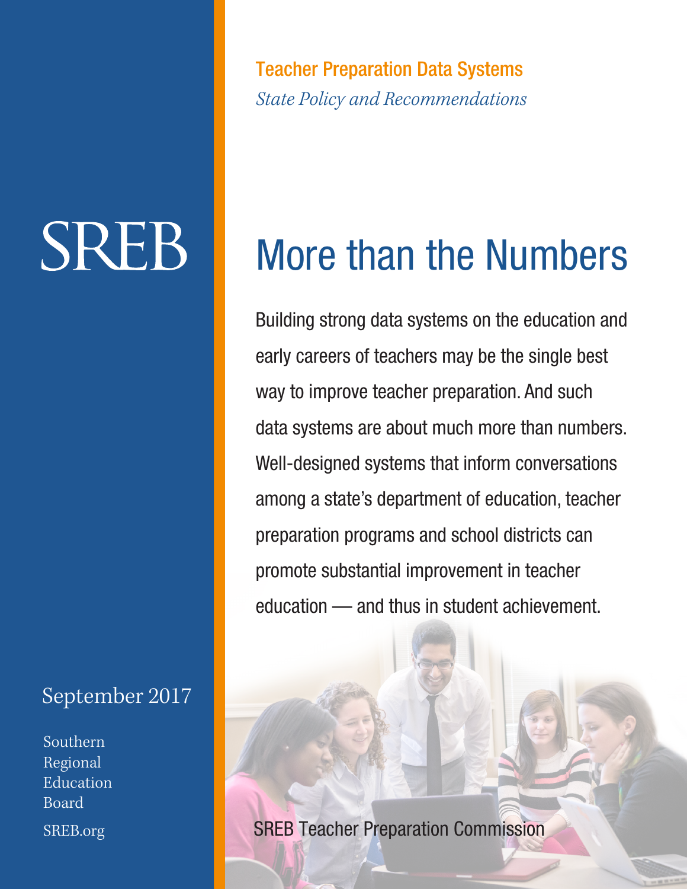Teacher Preparation Data Systems

*State Policy and Recommendations*

SREB

# More than the Numbers

Building strong data systems on the education and early careers of teachers may be the single best way to improve teacher preparation. And such data systems are about much more than numbers. Well-designed systems that inform conversations among a state's department of education, teacher preparation programs and school districts can promote substantial improvement in teacher education — and thus in student achievement.

September 2017

Southern Regional Education Board

SREB.org

SREB Teacher Preparation Commission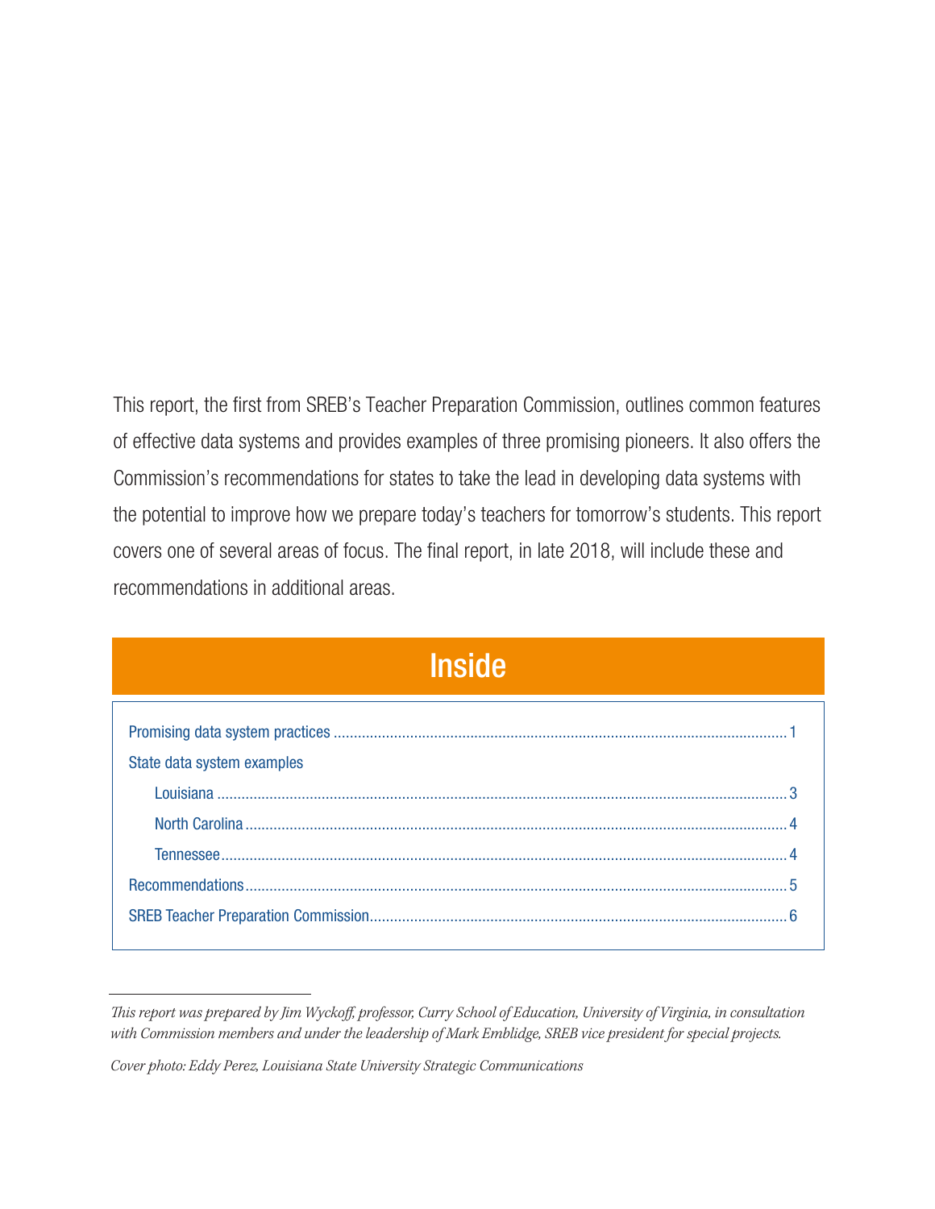This report, the first from SREB's Teacher Preparation Commission, outlines common features of effective data systems and provides examples of three promising pioneers. It also offers the Commission's recommendations for states to take the lead in developing data systems with the potential to improve how we prepare today's teachers for tomorrow's students. This report covers one of several areas of focus. The final report, in late 2018, will include these and recommendations in additional areas.

## Inside

- Promising data system practices ........ 1
- State data system examples
  - Louisiana ........ 3
  - North Carolina ........ 4
  - Tennessee ........ 4
- Recommendations ........ 5
- SREB Teacher Preparation Commission ........ 6

---

*This report was prepared by Jim Wyckoff, professor, Curry School of Education, University of Virginia, in consultation with Commission members and under the leadership of Mark Emblidge, SREB vice president for special projects.*

*Cover photo: Eddy Perez, Louisiana State University Strategic Communications*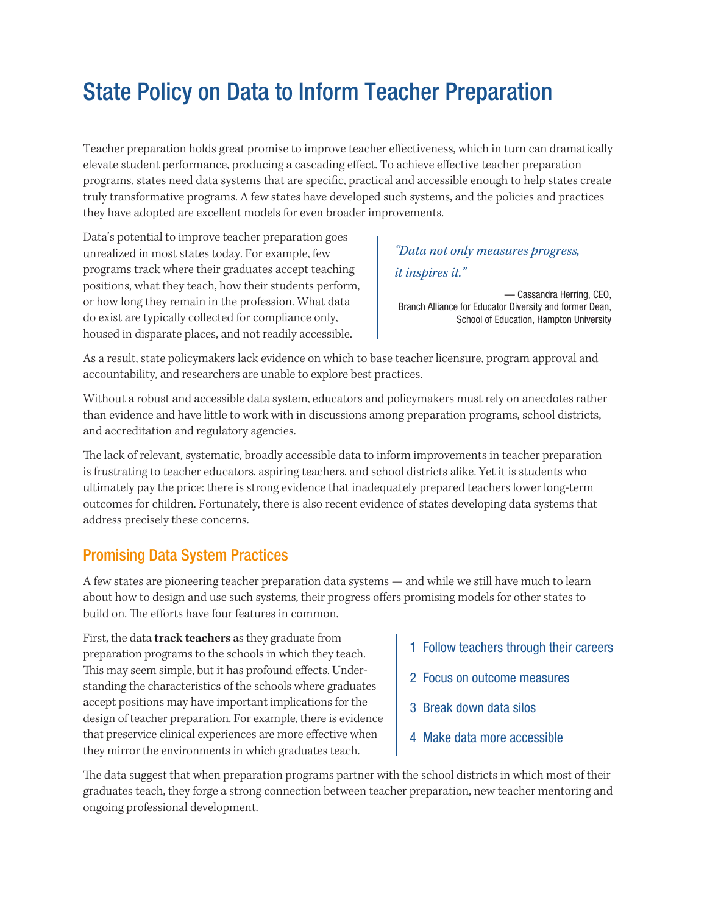# State Policy on Data to Inform Teacher Preparation

Teacher preparation holds great promise to improve teacher effectiveness, which in turn can dramatically elevate student performance, producing a cascading effect. To achieve effective teacher preparation programs, states need data systems that are specific, practical and accessible enough to help states create truly transformative programs. A few states have developed such systems, and the policies and practices they have adopted are excellent models for even broader improvements.

Data's potential to improve teacher preparation goes unrealized in most states today. For example, few programs track where their graduates accept teaching positions, what they teach, how their students perform, or how long they remain in the profession. What data do exist are typically collected for compliance only, housed in disparate places, and not readily accessible.

> *"Data not only measures progress, it inspires it."*
>
> — Cassandra Herring, CEO, Branch Alliance for Educator Diversity and former Dean, School of Education, Hampton University

As a result, state policymakers lack evidence on which to base teacher licensure, program approval and accountability, and researchers are unable to explore best practices.

Without a robust and accessible data system, educators and policymakers must rely on anecdotes rather than evidence and have little to work with in discussions among preparation programs, school districts, and accreditation and regulatory agencies.

The lack of relevant, systematic, broadly accessible data to inform improvements in teacher preparation is frustrating to teacher educators, aspiring teachers, and school districts alike. Yet it is students who ultimately pay the price: there is strong evidence that inadequately prepared teachers lower long-term outcomes for children. Fortunately, there is also recent evidence of states developing data systems that address precisely these concerns.

## Promising Data System Practices

A few states are pioneering teacher preparation data systems — and while we still have much to learn about how to design and use such systems, their progress offers promising models for other states to build on. The efforts have four features in common.

1. Follow teachers through their careers
2. Focus on outcome measures
3. Break down data silos
4. Make data more accessible

First, the data **track teachers** as they graduate from preparation programs to the schools in which they teach. This may seem simple, but it has profound effects. Understanding the characteristics of the schools where graduates accept positions may have important implications for the design of teacher preparation. For example, there is evidence that preservice clinical experiences are more effective when they mirror the environments in which graduates teach.

The data suggest that when preparation programs partner with the school districts in which most of their graduates teach, they forge a strong connection between teacher preparation, new teacher mentoring and ongoing professional development.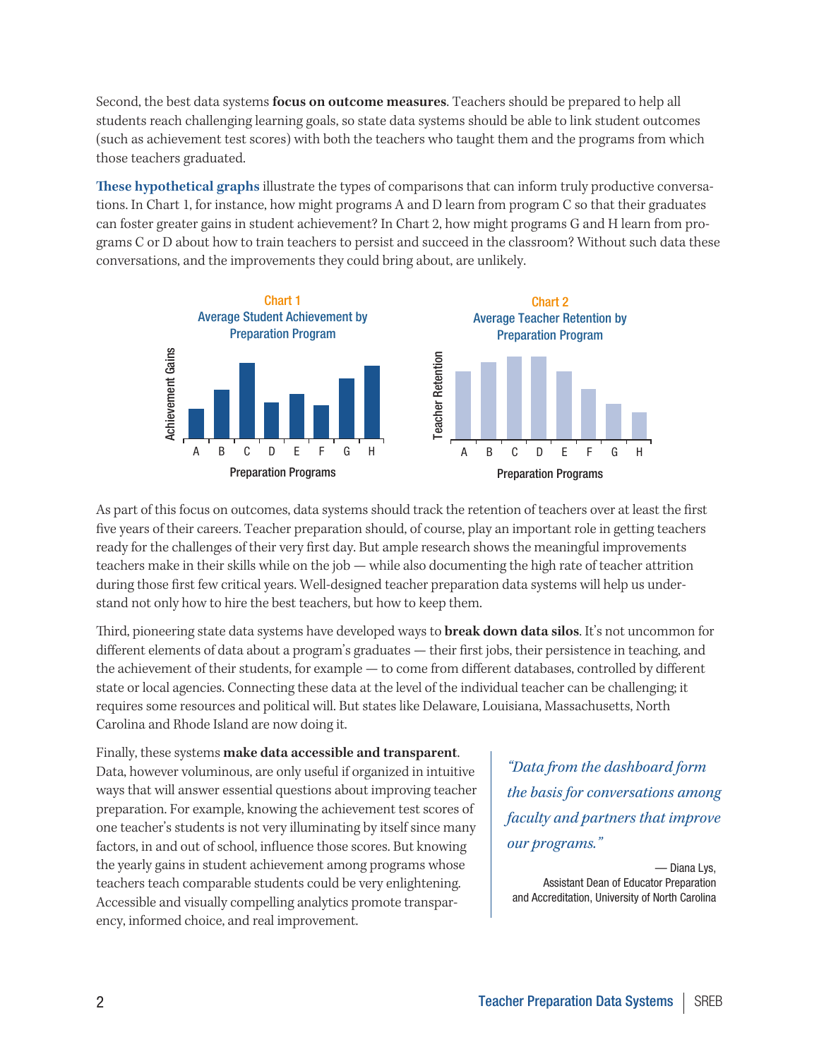Second, the best data systems **focus on outcome measures**. Teachers should be prepared to help all students reach challenging learning goals, so state data systems should be able to link student outcomes (such as achievement test scores) with both the teachers who taught them and the programs from which those teachers graduated.

**These hypothetical graphs** illustrate the types of comparisons that can inform truly productive conversations. In Chart 1, for instance, how might programs A and D learn from program C so that their graduates can foster greater gains in student achievement? In Chart 2, how might programs G and H learn from programs C or D about how to train teachers to persist and succeed in the classroom? Without such data these conversations, and the improvements they could bring about, are unlikely.

Chart 1
Average Student Achievement by Preparation Program

Chart 2
Average Teacher Retention by Preparation Program

As part of this focus on outcomes, data systems should track the retention of teachers over at least the first five years of their careers. Teacher preparation should, of course, play an important role in getting teachers ready for the challenges of their very first day. But ample research shows the meaningful improvements teachers make in their skills while on the job — while also documenting the high rate of teacher attrition during those first few critical years. Well-designed teacher preparation data systems will help us understand not only how to hire the best teachers, but how to keep them.

Third, pioneering state data systems have developed ways to **break down data silos**. It's not uncommon for different elements of data about a program's graduates — their first jobs, their persistence in teaching, and the achievement of their students, for example — to come from different databases, controlled by different state or local agencies. Connecting these data at the level of the individual teacher can be challenging; it requires some resources and political will. But states like Delaware, Louisiana, Massachusetts, North Carolina and Rhode Island are now doing it.

Finally, these systems **make data accessible and transparent**. Data, however voluminous, are only useful if organized in intuitive ways that will answer essential questions about improving teacher preparation. For example, knowing the achievement test scores of one teacher's students is not very illuminating by itself since many factors, in and out of school, influence those scores. But knowing the yearly gains in student achievement among programs whose teachers teach comparable students could be very enlightening. Accessible and visually compelling analytics promote transparency, informed choice, and real improvement.

> *"Data from the dashboard form the basis for conversations among faculty and partners that improve our programs."*
>
> — Diana Lys,
> Assistant Dean of Educator Preparation and Accreditation, University of North Carolina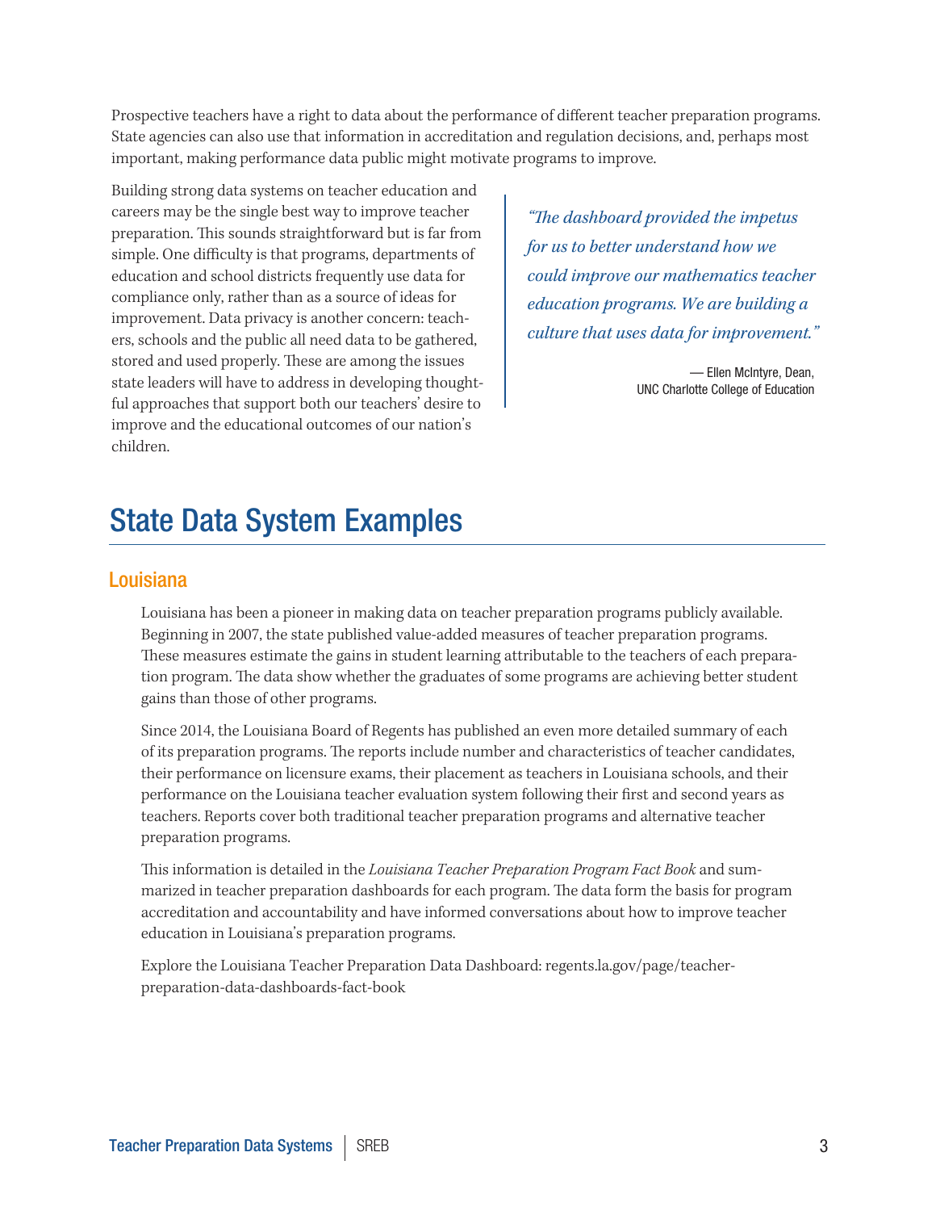Prospective teachers have a right to data about the performance of different teacher preparation programs. State agencies can also use that information in accreditation and regulation decisions, and, perhaps most important, making performance data public might motivate programs to improve.

Building strong data systems on teacher education and careers may be the single best way to improve teacher preparation. This sounds straightforward but is far from simple. One difficulty is that programs, departments of education and school districts frequently use data for compliance only, rather than as a source of ideas for improvement. Data privacy is another concern: teachers, schools and the public all need data to be gathered, stored and used properly. These are among the issues state leaders will have to address in developing thoughtful approaches that support both our teachers' desire to improve and the educational outcomes of our nation's children.

> *"The dashboard provided the impetus for us to better understand how we could improve our mathematics teacher education programs. We are building a culture that uses data for improvement."*
>
> — Ellen McIntyre, Dean, UNC Charlotte College of Education

# State Data System Examples

## Louisiana

Louisiana has been a pioneer in making data on teacher preparation programs publicly available. Beginning in 2007, the state published value-added measures of teacher preparation programs. These measures estimate the gains in student learning attributable to the teachers of each preparation program. The data show whether the graduates of some programs are achieving better student gains than those of other programs.

Since 2014, the Louisiana Board of Regents has published an even more detailed summary of each of its preparation programs. The reports include number and characteristics of teacher candidates, their performance on licensure exams, their placement as teachers in Louisiana schools, and their performance on the Louisiana teacher evaluation system following their first and second years as teachers. Reports cover both traditional teacher preparation programs and alternative teacher preparation programs.

This information is detailed in the *Louisiana Teacher Preparation Program Fact Book* and summarized in teacher preparation dashboards for each program. The data form the basis for program accreditation and accountability and have informed conversations about how to improve teacher education in Louisiana's preparation programs.

Explore the Louisiana Teacher Preparation Data Dashboard: regents.la.gov/page/teacher-preparation-data-dashboards-fact-book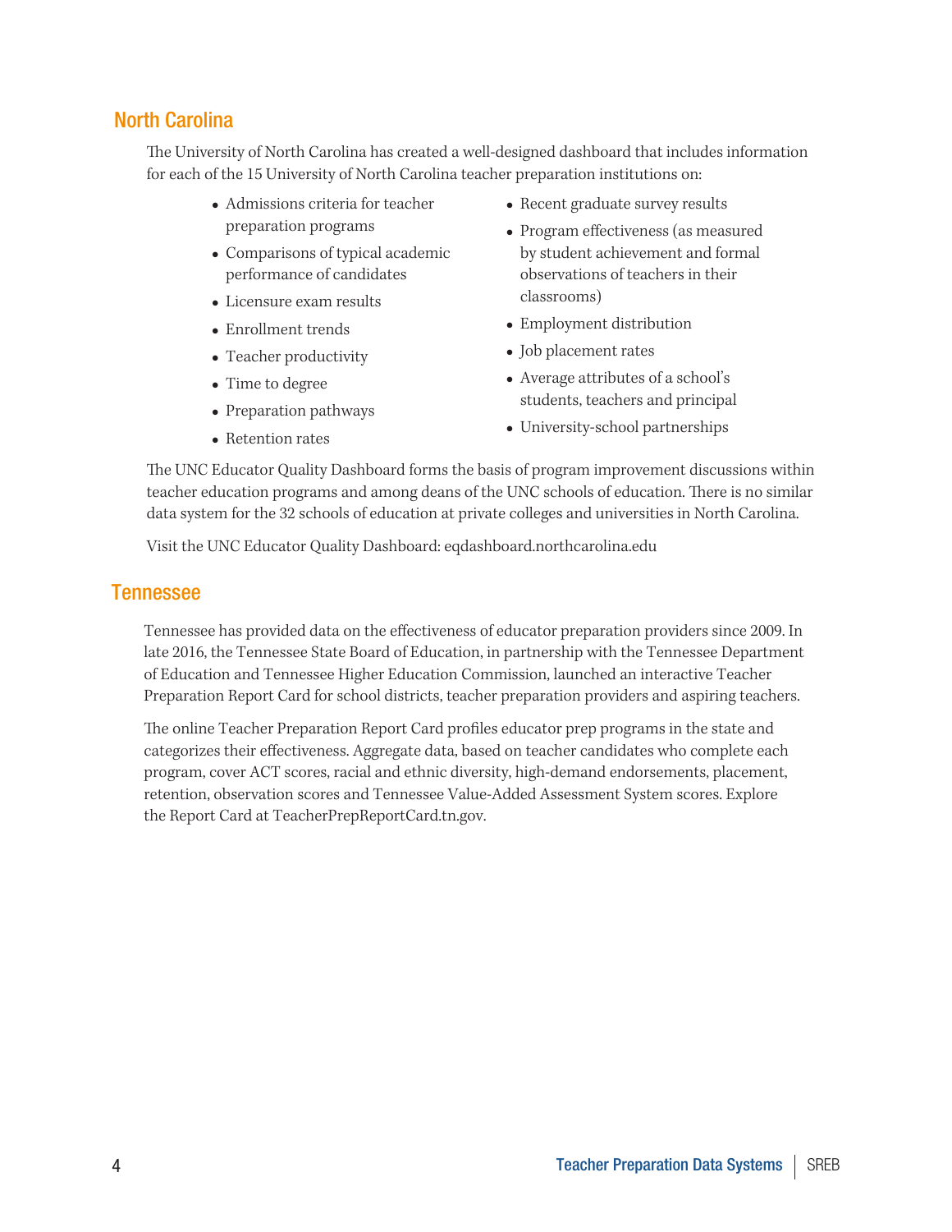## North Carolina

The University of North Carolina has created a well-designed dashboard that includes information for each of the 15 University of North Carolina teacher preparation institutions on:

- Admissions criteria for teacher preparation programs
- Comparisons of typical academic performance of candidates
- Licensure exam results
- Enrollment trends
- Teacher productivity
- Time to degree
- Preparation pathways
- Retention rates
- Recent graduate survey results
- Program effectiveness (as measured by student achievement and formal observations of teachers in their classrooms)
- Employment distribution
- Job placement rates
- Average attributes of a school's students, teachers and principal
- University-school partnerships

The UNC Educator Quality Dashboard forms the basis of program improvement discussions within teacher education programs and among deans of the UNC schools of education. There is no similar data system for the 32 schools of education at private colleges and universities in North Carolina.

Visit the UNC Educator Quality Dashboard: eqdashboard.northcarolina.edu

## Tennessee

Tennessee has provided data on the effectiveness of educator preparation providers since 2009. In late 2016, the Tennessee State Board of Education, in partnership with the Tennessee Department of Education and Tennessee Higher Education Commission, launched an interactive Teacher Preparation Report Card for school districts, teacher preparation providers and aspiring teachers.

The online Teacher Preparation Report Card profiles educator prep programs in the state and categorizes their effectiveness. Aggregate data, based on teacher candidates who complete each program, cover ACT scores, racial and ethnic diversity, high-demand endorsements, placement, retention, observation scores and Tennessee Value-Added Assessment System scores. Explore the Report Card at TeacherPrepReportCard.tn.gov.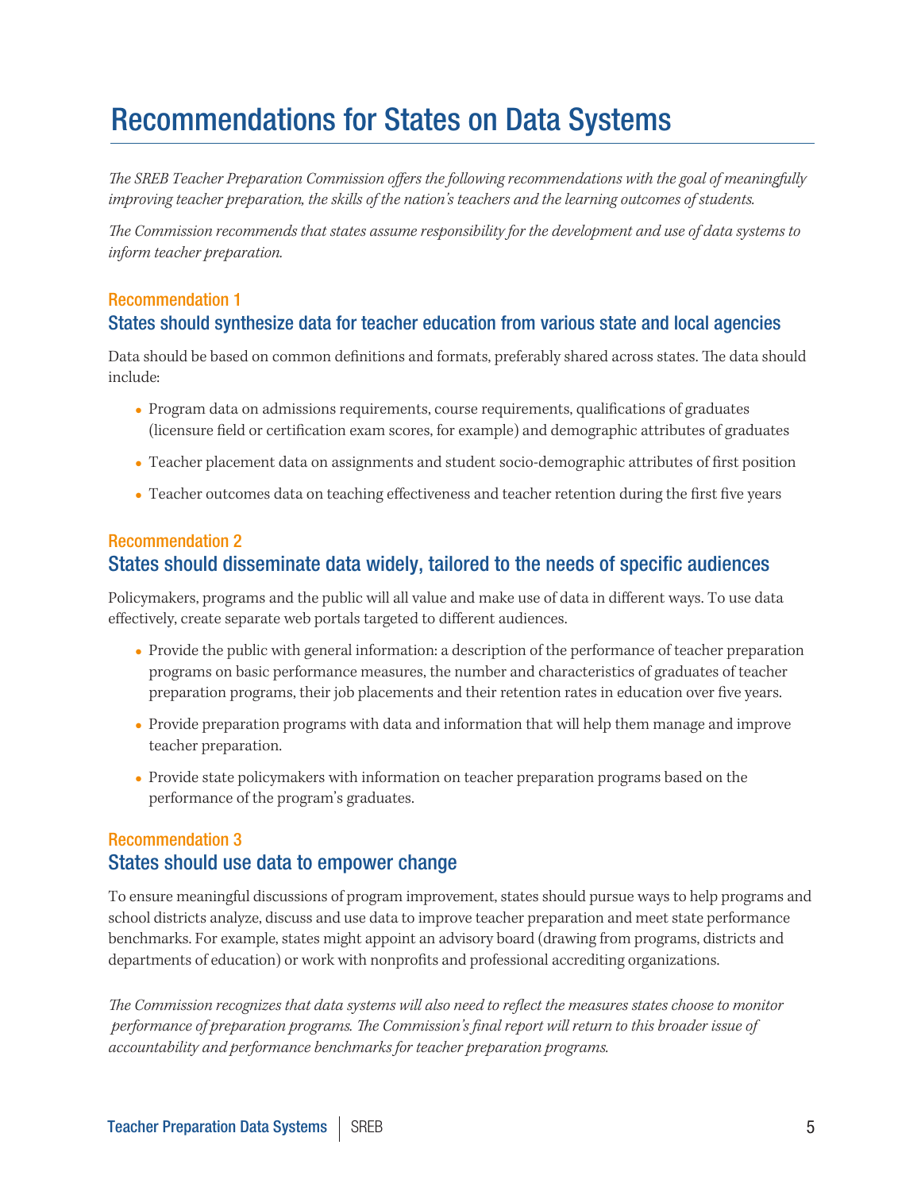# Recommendations for States on Data Systems

*The SREB Teacher Preparation Commission offers the following recommendations with the goal of meaningfully improving teacher preparation, the skills of the nation's teachers and the learning outcomes of students.*

*The Commission recommends that states assume responsibility for the development and use of data systems to inform teacher preparation.*

### Recommendation 1
## States should synthesize data for teacher education from various state and local agencies

Data should be based on common definitions and formats, preferably shared across states. The data should include:

- Program data on admissions requirements, course requirements, qualifications of graduates (licensure field or certification exam scores, for example) and demographic attributes of graduates
- Teacher placement data on assignments and student socio-demographic attributes of first position
- Teacher outcomes data on teaching effectiveness and teacher retention during the first five years

### Recommendation 2
## States should disseminate data widely, tailored to the needs of specific audiences

Policymakers, programs and the public will all value and make use of data in different ways. To use data effectively, create separate web portals targeted to different audiences.

- Provide the public with general information: a description of the performance of teacher preparation programs on basic performance measures, the number and characteristics of graduates of teacher preparation programs, their job placements and their retention rates in education over five years.
- Provide preparation programs with data and information that will help them manage and improve teacher preparation.
- Provide state policymakers with information on teacher preparation programs based on the performance of the program's graduates.

### Recommendation 3
## States should use data to empower change

To ensure meaningful discussions of program improvement, states should pursue ways to help programs and school districts analyze, discuss and use data to improve teacher preparation and meet state performance benchmarks. For example, states might appoint an advisory board (drawing from programs, districts and departments of education) or work with nonprofits and professional accrediting organizations.

*The Commission recognizes that data systems will also need to reflect the measures states choose to monitor performance of preparation programs. The Commission's final report will return to this broader issue of accountability and performance benchmarks for teacher preparation programs.*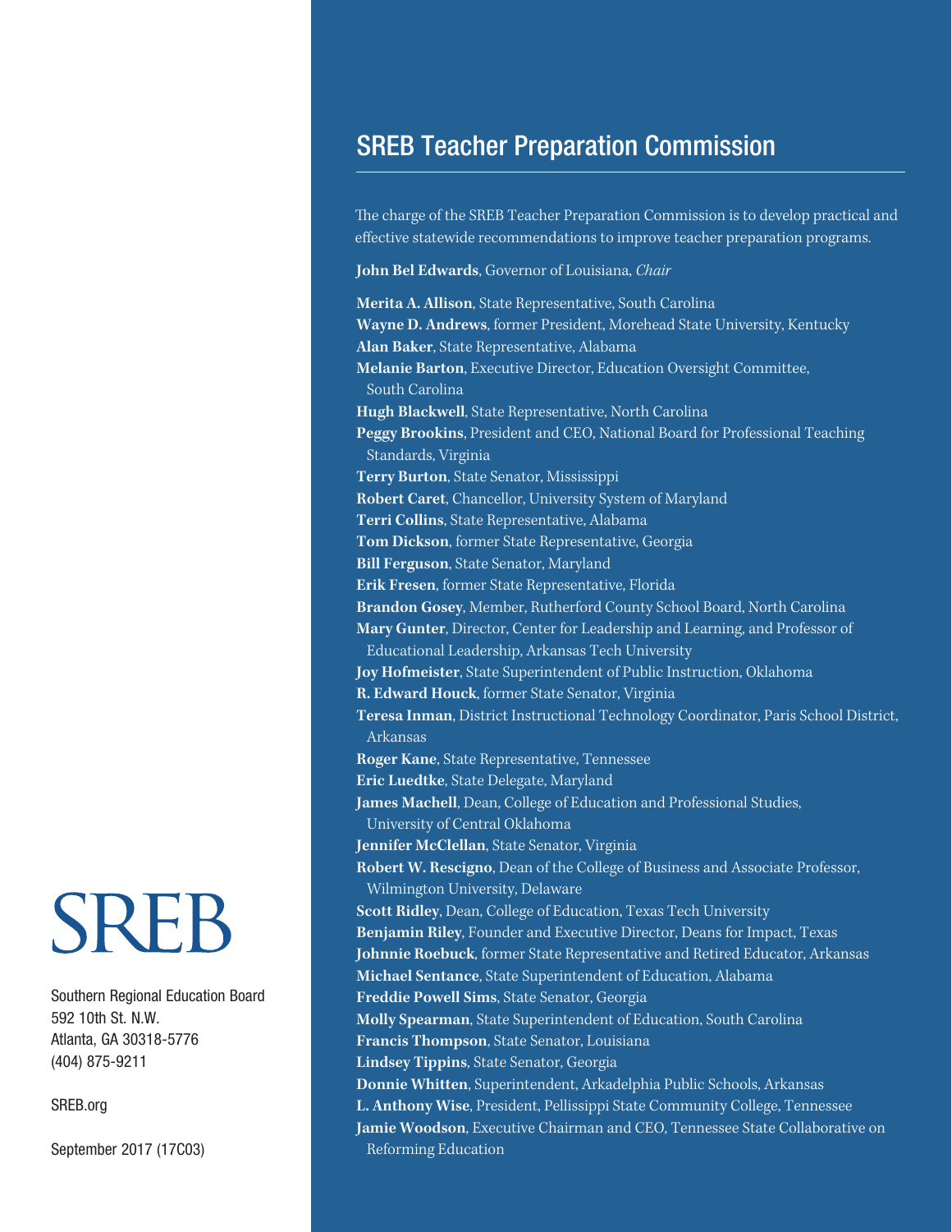## SREB Teacher Preparation Commission

The charge of the SREB Teacher Preparation Commission is to develop practical and effective statewide recommendations to improve teacher preparation programs.

**John Bel Edwards**, Governor of Louisiana, *Chair*

**Merita A. Allison**, State Representative, South Carolina
**Wayne D. Andrews**, former President, Morehead State University, Kentucky
**Alan Baker**, State Representative, Alabama
**Melanie Barton**, Executive Director, Education Oversight Committee, South Carolina
**Hugh Blackwell**, State Representative, North Carolina
**Peggy Brookins**, President and CEO, National Board for Professional Teaching Standards, Virginia
**Terry Burton**, State Senator, Mississippi
**Robert Caret**, Chancellor, University System of Maryland
**Terri Collins**, State Representative, Alabama
**Tom Dickson**, former State Representative, Georgia
**Bill Ferguson**, State Senator, Maryland
**Erik Fresen**, former State Representative, Florida
**Brandon Gosey**, Member, Rutherford County School Board, North Carolina
**Mary Gunter**, Director, Center for Leadership and Learning, and Professor of Educational Leadership, Arkansas Tech University
**Joy Hofmeister**, State Superintendent of Public Instruction, Oklahoma
**R. Edward Houck**, former State Senator, Virginia
**Teresa Inman**, District Instructional Technology Coordinator, Paris School District, Arkansas
**Roger Kane**, State Representative, Tennessee
**Eric Luedtke**, State Delegate, Maryland
**James Machell**, Dean, College of Education and Professional Studies, University of Central Oklahoma
**Jennifer McClellan**, State Senator, Virginia
**Robert W. Rescigno**, Dean of the College of Business and Associate Professor, Wilmington University, Delaware
**Scott Ridley**, Dean, College of Education, Texas Tech University
**Benjamin Riley**, Founder and Executive Director, Deans for Impact, Texas
**Johnnie Roebuck**, former State Representative and Retired Educator, Arkansas
**Michael Sentance**, State Superintendent of Education, Alabama
**Freddie Powell Sims**, State Senator, Georgia
**Molly Spearman**, State Superintendent of Education, South Carolina
**Francis Thompson**, State Senator, Louisiana
**Lindsey Tippins**, State Senator, Georgia
**Donnie Whitten**, Superintendent, Arkadelphia Public Schools, Arkansas
**L. Anthony Wise**, President, Pellissippi State Community College, Tennessee
**Jamie Woodson**, Executive Chairman and CEO, Tennessee State Collaborative on Reforming Education

SREB

Southern Regional Education Board
592 10th St. N.W.
Atlanta, GA 30318-5776
(404) 875-9211

SREB.org

September 2017 (17C03)